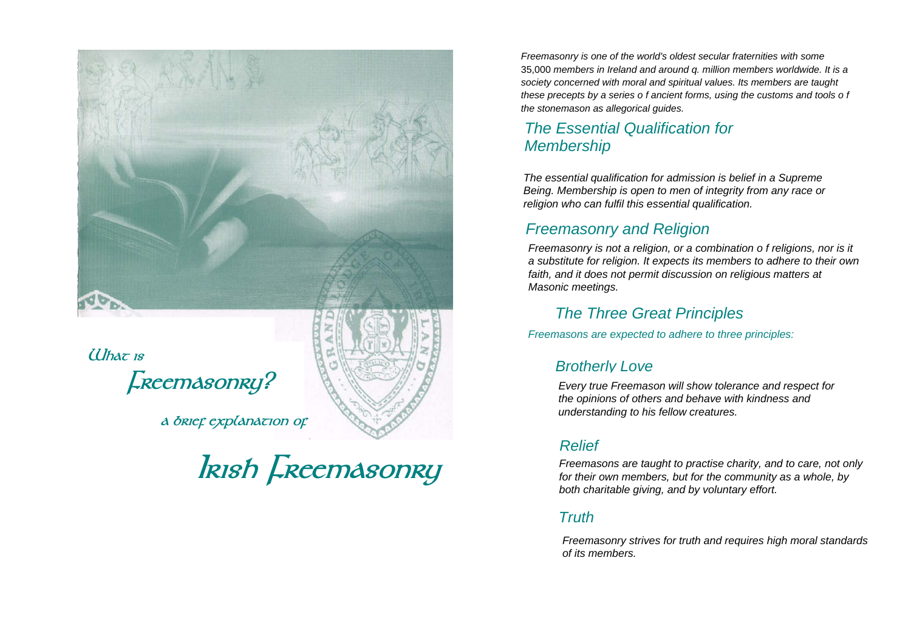# What is Freemasonry?

a brief explanation of

# Irish Freemasonry

*Freemasonry is one of the world's oldest secular fraternities with some 35,000 members in Ireland and around q. million members worldwide. It is a society concerned with moral and spiritual values. Its members are taught these precepts by a series o f ancient forms, using the customs and tools o f the stonemason as allegorical guides.*

## *The Essential Qualification for Membership*

*The essential qualification for admission is belief in a Supreme Being. Membership is open to men of integrity from any race or religion who can fulfil this essential qualification.*

## *Freemasonry and Religion*

*Freemasonry is not a religion, or a combination o f religions, nor is it a substitute for religion. It expects its members to adhere to their own faith, and it does not permit discussion on religious matters at Masonic meetings.*

## *The Three Great Principles*

*Freemasons are expected to adhere to three principles:*

### *Brotherly Love*

*Every true Freemason will show tolerance and respect for the opinions of others and behave with kindness and understanding to his fellow creatures.*

### *Relief*

*Freemasons are taught to practise charity, and to care, not only for their own members, but for the community as a whole, by both charitable giving, and by voluntary effort.*

### *Truth*

*Freemasonry strives for truth and requires high moral standards of its members.*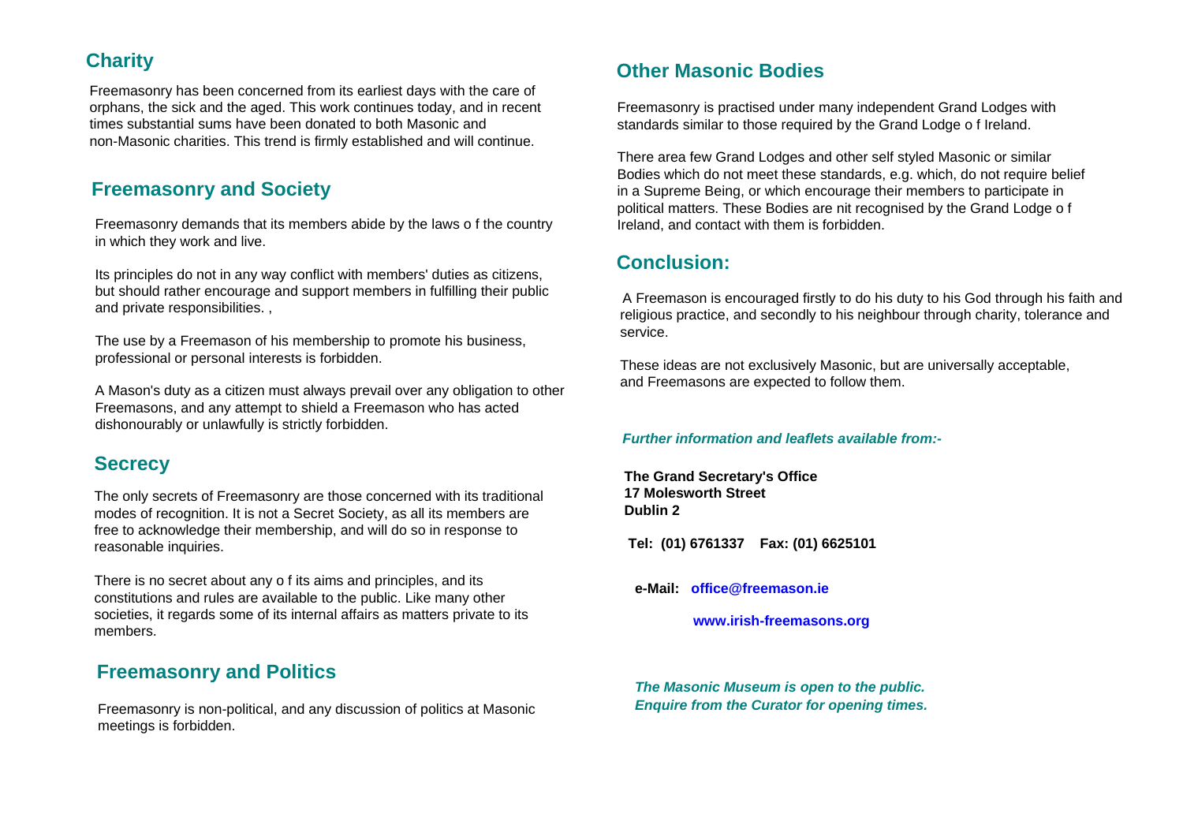## Charity

Freemasonry has been concerned from its earliest days with the care of orphans, the sick and the aged. This work continues today, and in recent times substantial sums have been donated to both Masonic and non-Masonic charities. This trend is firmly established and will continue.

## Freemasonry and Society

Freemasonry demands that its members abide by the laws o f the country in which they work and live.

Its principles do not in any way conflict with members' duties as citizens, but should rather encourage and support members in fulfilling their public and private responsibilities. ,

The use by a Freemason of his membership to promote his business, professional or personal interests is forbidden.

A Mason's duty as a citizen must always prevail over any obligation to other Freemasons, and any attempt to shield a Freemason who has acted dishonourably or unlawfully is strictly forbidden.

## Secrecy

The only secrets of Freemasonry are those concerned with its traditional modes of recognition. It is not a Secret Society, as all its members are free to acknowledge their membership, and will do so in response to reasonable inquiries.

There is no secret about any o f its aims and principles, and its constitutions and rules are available to the public. Like many other societies, it regards some of its internal affairs as matters private to its members.

## Freemasonry and Politics

Freemasonry is non-political, and any discussion of politics at Masonic meetings is forbidden.

## Other Masonic Bodies

Freemasonry is practised under many independent Grand Lodges with standards similar to those required by the Grand Lodge o f Ireland.

There area few Grand Lodges and other self styled Masonic or similar Bodies which do not meet these standards, e.g. which, do not require belief in a Supreme Being, or which encourage their members to participate in political matters. These Bodies are nit recognised by the Grand Lodge o f Ireland, and contact with them is forbidden.

## Conclusion:

A Freemason is encouraged firstly to do his duty to his God through his faith and religious practice, and secondly to his neighbour through charity, tolerance and service.

These ideas are not exclusively Masonic, but are universally acceptable, and Freemasons are expected to follow them.

***Further information and leaflets available from:-***

**The Grand Secretary's Office**
**17 Molesworth Street**
**Dublin 2**

**Tel: (01) 6761337 Fax: (01) 6625101**

**e-Mail: office@freemason.ie**

**www.irish-freemasons.org**

***The Masonic Museum is open to the public.***
***Enquire from the Curator for opening times.***